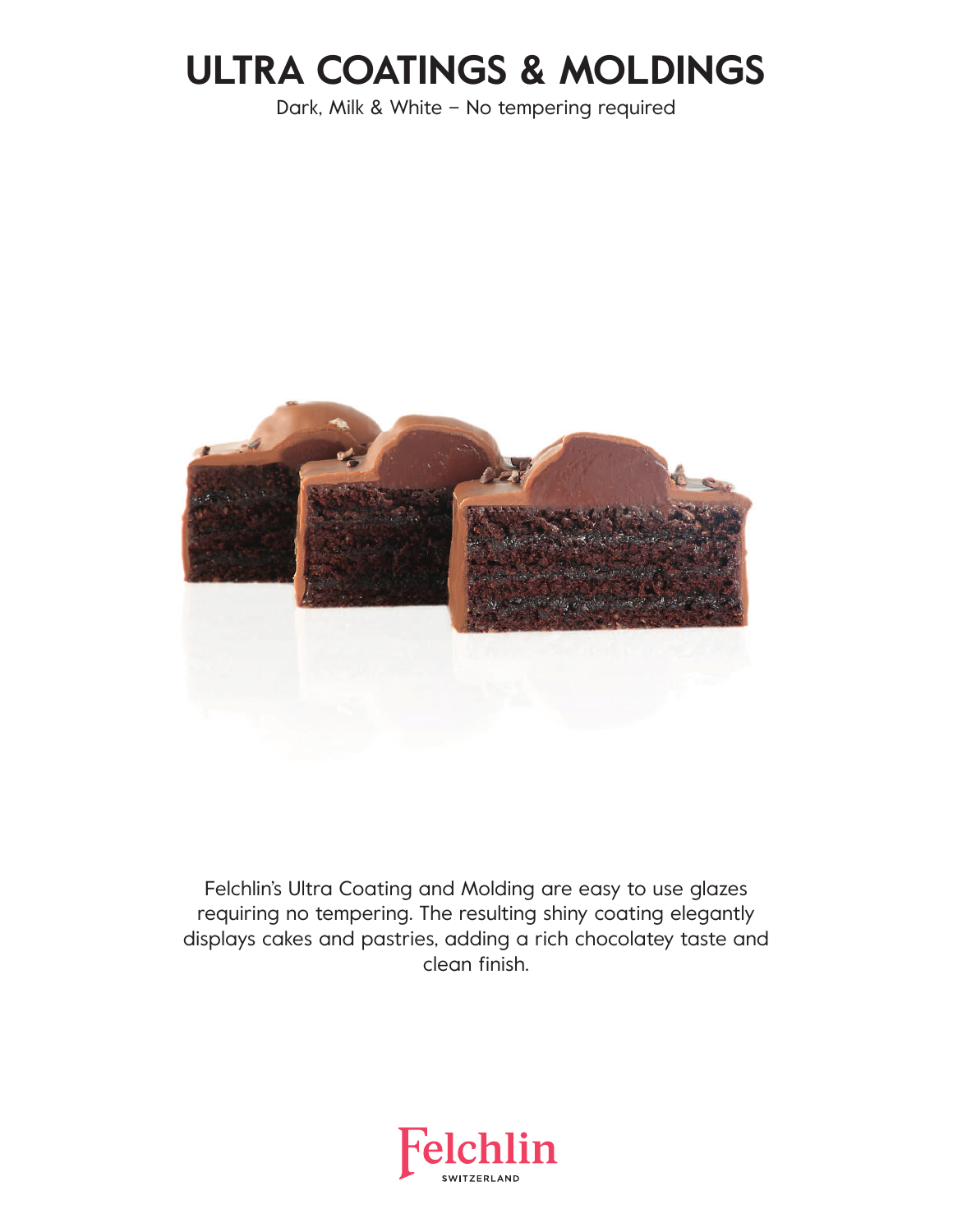# ULTRA COATINGS & MOLDINGS

Dark, Milk & White – No tempering required

Felchlin's Ultra Coating and Molding are easy to use glazes requiring no tempering. The resulting shiny coating elegantly displays cakes and pastries, adding a rich chocolatey taste and clean finish.

Felchlin
SWITZERLAND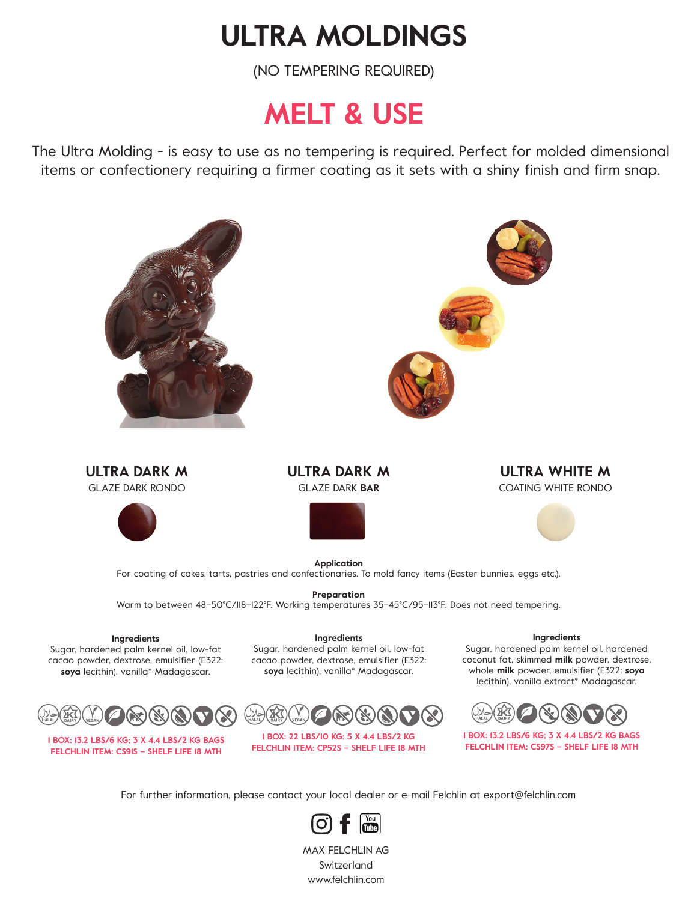# ULTRA MOLDINGS

(NO TEMPERING REQUIRED)

## MELT & USE

The Ultra Molding - is easy to use as no tempering is required. Perfect for molded dimensional items or confectionery requiring a firmer coating as it sets with a shiny finish and firm snap.

### ULTRA DARK M

GLAZE DARK RONDO

### ULTRA DARK M

GLAZE DARK **BAR**

### ULTRA WHITE M

COATING WHITE RONDO

**Application**

For coating of cakes, tarts, pastries and confectionaries. To mold fancy items (Easter bunnies, eggs etc.).

**Preparation**

Warm to between 48–50°C/118–122°F. Working temperatures 35–45°C/95–113°F. Does not need tempering.

**Ingredients** (ULTRA DARK M – GLAZE DARK RONDO)

Sugar, hardened palm kernel oil, low-fat cacao powder, dextrose, emulsifier (E322: **soya** lecithin), vanilla* Madagascar.

HALAL, DAIRY, VEGAN

I BOX: 13.2 LBS/6 KG; 3 X 4.4 LBS/2 KG BAGS
FELCHLIN ITEM: CS91S – SHELF LIFE 18 MTH

**Ingredients** (ULTRA DARK M – GLAZE DARK BAR)

Sugar, hardened palm kernel oil, low-fat cacao powder, dextrose, emulsifier (E322: **soya** lecithin), vanilla* Madagascar.

HALAL, DAIRY, VEGAN

I BOX: 22 LBS/10 KG: 5 X 4.4 LBS/2 KG
FELCHLIN ITEM: CP52S – SHELF LIFE 18 MTH

**Ingredients** (ULTRA WHITE M – COATING WHITE RONDO)

Sugar, hardened palm kernel oil, hardened coconut fat, skimmed **milk** powder, dextrose, whole **milk** powder, emulsifier (E322: **soya** lecithin), vanilla extract* Madagascar.

HALAL, DAIRY

I BOX: 13.2 LBS/6 KG; 3 X 4.4 LBS/2 KG BAGS
FELCHLIN ITEM: CS97S – SHELF LIFE 18 MTH

For further information, please contact your local dealer or e-mail Felchlin at export@felchlin.com

MAX FELCHLIN AG
Switzerland
www.felchlin.com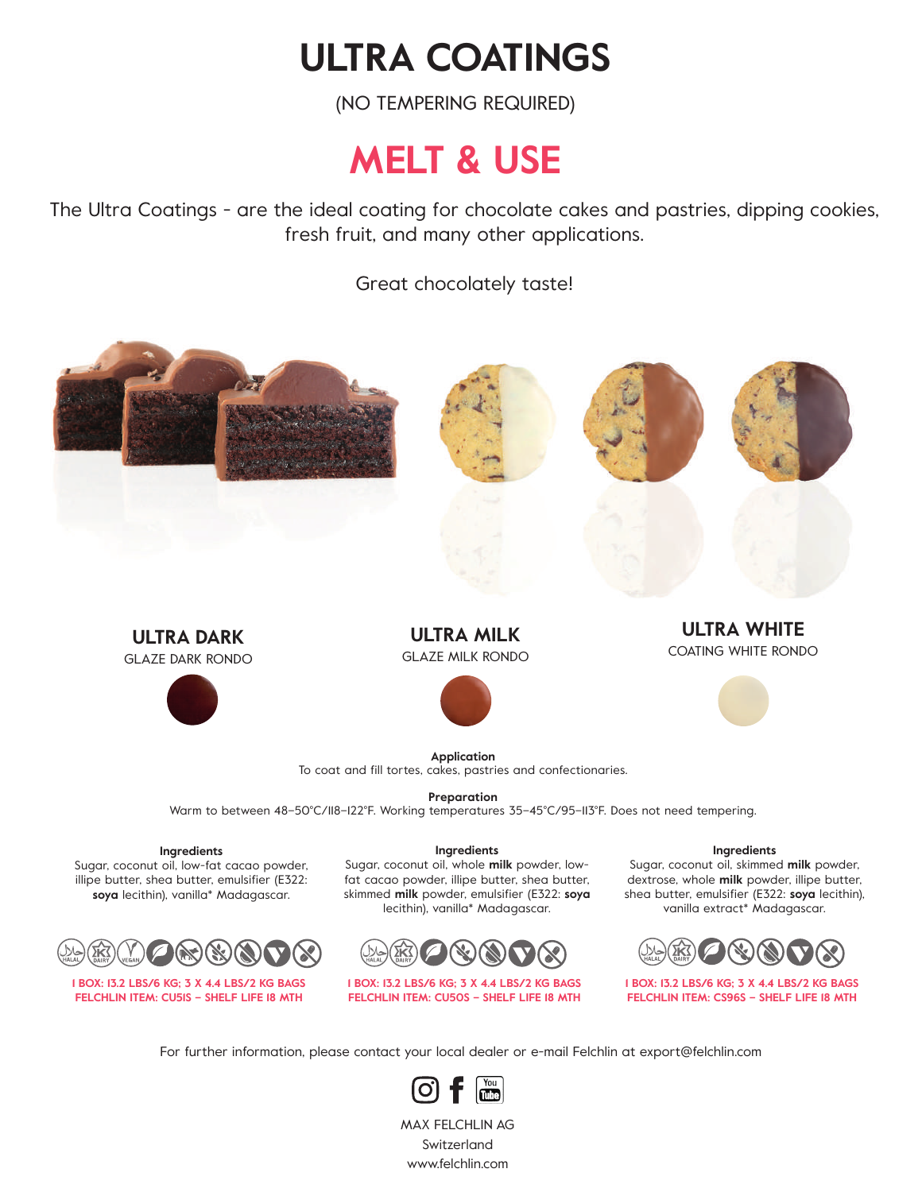# ULTRA COATINGS

(NO TEMPERING REQUIRED)

## MELT & USE

The Ultra Coatings - are the ideal coating for chocolate cakes and pastries, dipping cookies, fresh fruit, and many other applications.

Great chocolately taste!

### ULTRA DARK

GLAZE DARK RONDO

### ULTRA MILK

GLAZE MILK RONDO

### ULTRA WHITE

COATING WHITE RONDO

**Application**

To coat and fill tortes, cakes, pastries and confectionaries.

**Preparation**

Warm to between 48–50°C/118–122°F. Working temperatures 35–45°C/95–113°F. Does not need tempering.

**Ultra Dark – Ingredients**

Sugar, coconut oil, low-fat cacao powder, illipe butter, shea butter, emulsifier (E322: **soya** lecithin), vanilla* Madagascar.

HALAL DAIRY VEGAN

**1 BOX: 13.2 LBS/6 KG; 3 X 4.4 LBS/2 KG BAGS**
**FELCHLIN ITEM: CU51S – SHELF LIFE 18 MTH**

**Ultra Milk – Ingredients**

Sugar, coconut oil, whole **milk** powder, low-fat cacao powder, illipe butter, shea butter, skimmed **milk** powder, emulsifier (E322: **soya** lecithin), vanilla* Madagascar.

HALAL DAIRY

**1 BOX: 13.2 LBS/6 KG; 3 X 4.4 LBS/2 KG BAGS**
**FELCHLIN ITEM: CU50S – SHELF LIFE 18 MTH**

**Ultra White – Ingredients**

Sugar, coconut oil, skimmed **milk** powder, dextrose, whole **milk** powder, illipe butter, shea butter, emulsifier (E322: **soya** lecithin), vanilla extract* Madagascar.

HALAL DAIRY

**1 BOX: 13.2 LBS/6 KG; 3 X 4.4 LBS/2 KG BAGS**
**FELCHLIN ITEM: CS96S – SHELF LIFE 18 MTH**

For further information, please contact your local dealer or e-mail Felchlin at export@felchlin.com

MAX FELCHLIN AG
Switzerland
www.felchlin.com